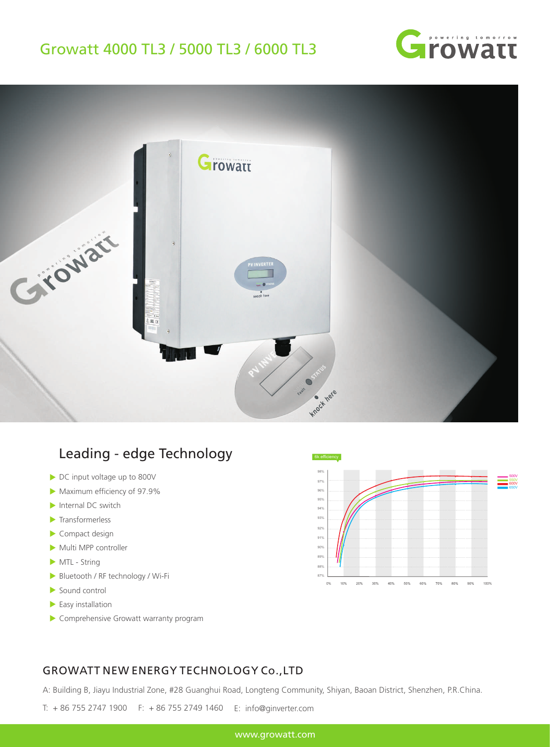# Growatt 4000 TL3 / 5000 TL3 / 6000 TL3

## Leading - edge Technology

- DC input voltage up to 800V
- Maximum efficiency of 97.9%
- Internal DC switch
- Transformerless
- Compact design
- Multi MPP controller
- MTL - String
- Bluetooth / RF technology / Wi-Fi
- Sound control
- Easy installation
- Comprehensive Growatt warranty program

## GROWATT NEW ENERGY TECHNOLOGY Co.,LTD

A: Building B, Jiayu Industrial Zone, #28 Guanghui Road, Longteng Community, Shiyan, Baoan District, Shenzhen, P.R.China.

T: + 86 755 2747 1900 F: + 86 755 2749 1460 E: info@ginverter.com

www.growatt.com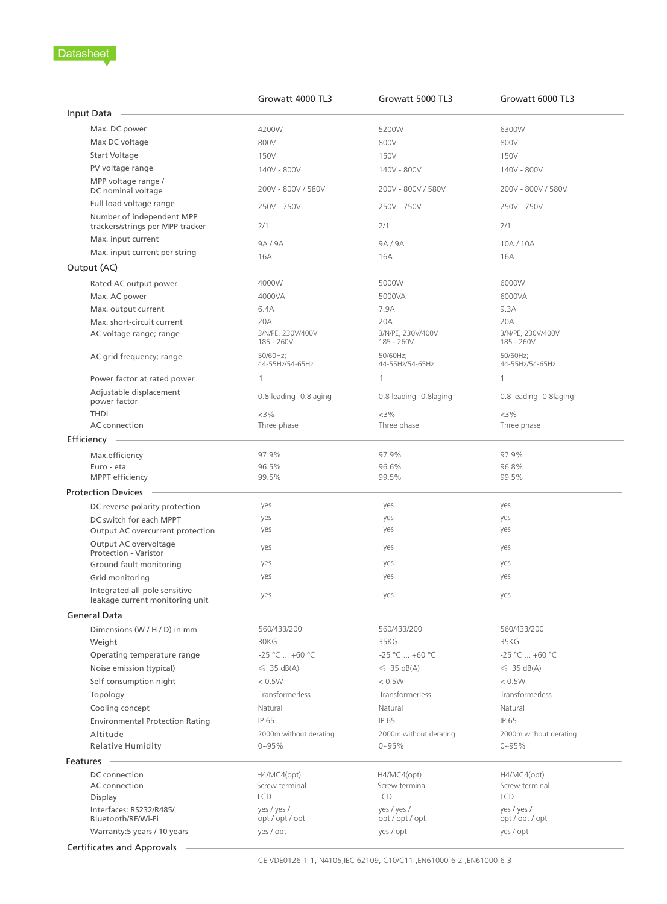Datasheet

| | Growatt 4000 TL3 | Growatt 5000 TL3 | Growatt 6000 TL3 |
|---|---|---|---|
| **Input Data** | | | |
| Max. DC power | 4200W | 5200W | 6300W |
| Max DC voltage | 800V | 800V | 800V |
| Start Voltage | 150V | 150V | 150V |
| PV voltage range | 140V - 800V | 140V - 800V | 140V - 800V |
| MPP voltage range / DC nominal voltage | 200V - 800V / 580V | 200V - 800V / 580V | 200V - 800V / 580V |
| Full load voltage range | 250V - 750V | 250V - 750V | 250V - 750V |
| Number of independent MPP trackers/strings per MPP tracker | 2/1 | 2/1 | 2/1 |
| Max. input current | 9A / 9A | 9A / 9A | 10A / 10A |
| Max. input current per string | 16A | 16A | 16A |
| **Output (AC)** | | | |
| Rated AC output power | 4000W | 5000W | 6000W |
| Max. AC power | 4000VA | 5000VA | 6000VA |
| Max. output current | 6.4A | 7.9A | 9.3A |
| Max. short-circuit current | 20A | 20A | 20A |
| AC voltage range; range | 3/N/PE, 230V/400V 185 - 260V | 3/N/PE, 230V/400V 185 - 260V | 3/N/PE, 230V/400V 185 - 260V |
| AC grid frequency; range | 50/60Hz; 44-55Hz/54-65Hz | 50/60Hz; 44-55Hz/54-65Hz | 50/60Hz; 44-55Hz/54-65Hz |
| Power factor at rated power | 1 | 1 | 1 |
| Adjustable displacement power factor | 0.8 leading -0.8laging | 0.8 leading -0.8laging | 0.8 leading -0.8laging |
| THDI | <3% | <3% | <3% |
| AC connection | Three phase | Three phase | Three phase |
| **Efficiency** | | | |
| Max.efficiency | 97.9% | 97.9% | 97.9% |
| Euro - eta | 96.5% | 96.6% | 96.8% |
| MPPT efficiency | 99.5% | 99.5% | 99.5% |
| **Protection Devices** | | | |
| DC reverse polarity protection | yes | yes | yes |
| DC switch for each MPPT | yes | yes | yes |
| Output AC overcurrent protection | yes | yes | yes |
| Output AC overvoltage Protection - Varistor | yes | yes | yes |
| Ground fault monitoring | yes | yes | yes |
| Grid monitoring | yes | yes | yes |
| Integrated all-pole sensitive leakage current monitoring unit | yes | yes | yes |
| **General Data** | | | |
| Dimensions (W / H / D) in mm | 560/433/200 | 560/433/200 | 560/433/200 |
| Weight | 30KG | 35KG | 35KG |
| Operating temperature range | -25 °C ... +60 °C | -25 °C ... +60 °C | -25 °C ... +60 °C |
| Noise emission (typical) | ≤ 35 dB(A) | ≤ 35 dB(A) | ≤ 35 dB(A) |
| Self-consumption night | < 0.5W | < 0.5W | < 0.5W |
| Topology | Transformerless | Transformerless | Transformerless |
| Cooling concept | Natural | Natural | Natural |
| Environmental Protection Rating | IP 65 | IP 65 | IP 65 |
| Altitude | 2000m without derating | 2000m without derating | 2000m without derating |
| Relative Humidity | 0~95% | 0~95% | 0~95% |
| **Features** | | | |
| DC connection | H4/MC4(opt) | H4/MC4(opt) | H4/MC4(opt) |
| AC connection | Screw terminal | Screw terminal | Screw terminal |
| Display | LCD | LCD | LCD |
| Interfaces: RS232/R485/ Bluetooth/RF/Wi-Fi | yes / yes / opt / opt / opt | yes / yes / opt / opt / opt | yes / yes / opt / opt / opt |
| Warranty:5 years / 10 years | yes / opt | yes / opt | yes / opt |
| **Certificates and Approvals** | CE VDE0126-1-1, N4105,IEC 62109, C10/C11 ,EN61000-6-2 ,EN61000-6-3 | | |